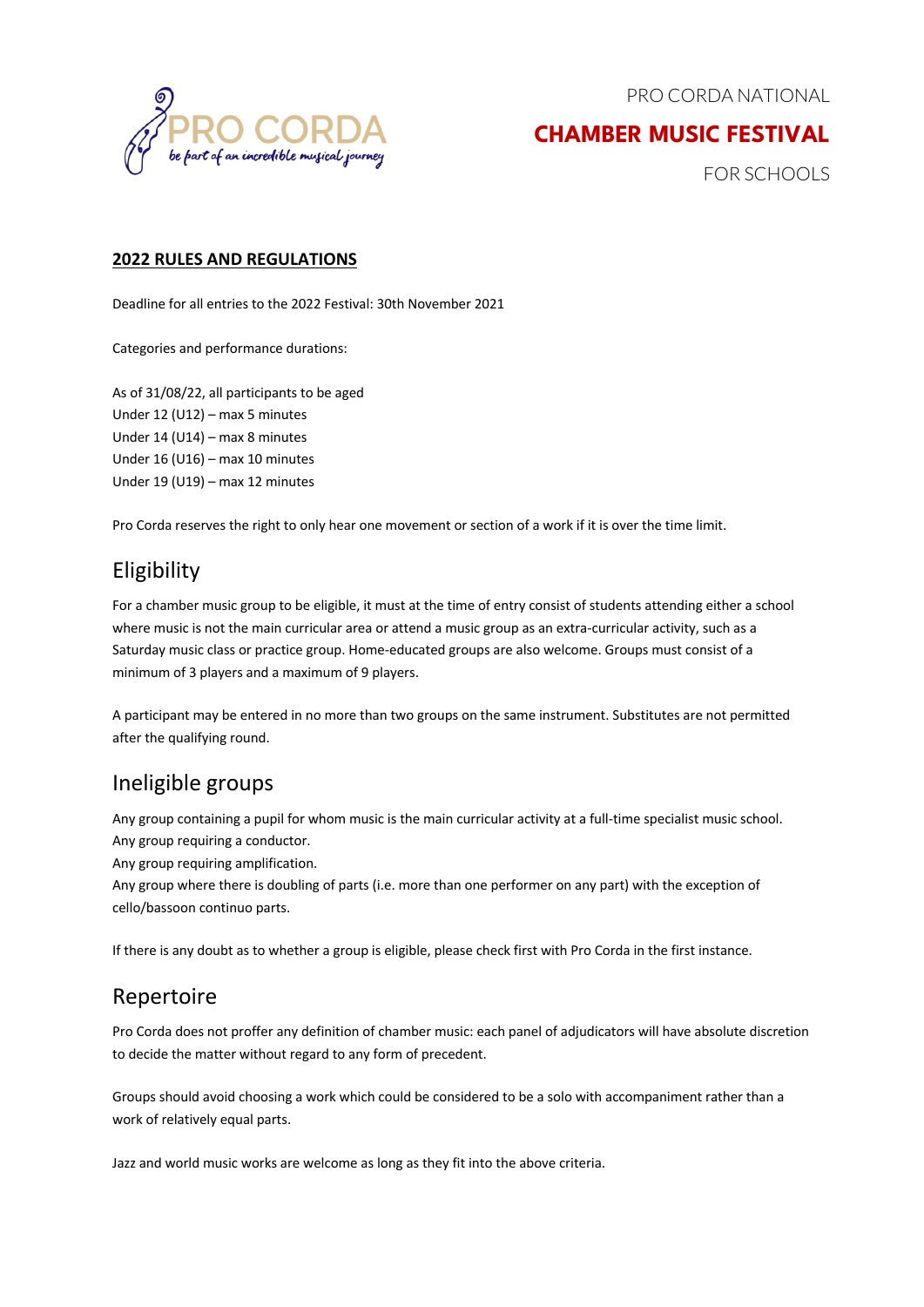PRO CORDA

be part of an incredible musical journey

PRO CORDA NATIONAL

# CHAMBER MUSIC FESTIVAL

FOR SCHOOLS

**2022 RULES AND REGULATIONS**

Deadline for all entries to the 2022 Festival: 30th November 2021

Categories and performance durations:

As of 31/08/22, all participants to be aged
Under 12 (U12) – max 5 minutes
Under 14 (U14) – max 8 minutes
Under 16 (U16) – max 10 minutes
Under 19 (U19) – max 12 minutes

Pro Corda reserves the right to only hear one movement or section of a work if it is over the time limit.

## Eligibility

For a chamber music group to be eligible, it must at the time of entry consist of students attending either a school where music is not the main curricular area or attend a music group as an extra-curricular activity, such as a Saturday music class or practice group. Home-educated groups are also welcome. Groups must consist of a minimum of 3 players and a maximum of 9 players.

A participant may be entered in no more than two groups on the same instrument. Substitutes are not permitted after the qualifying round.

## Ineligible groups

Any group containing a pupil for whom music is the main curricular activity at a full-time specialist music school.
Any group requiring a conductor.
Any group requiring amplification.
Any group where there is doubling of parts (i.e. more than one performer on any part) with the exception of cello/bassoon continuo parts.

If there is any doubt as to whether a group is eligible, please check first with Pro Corda in the first instance.

## Repertoire

Pro Corda does not proffer any definition of chamber music: each panel of adjudicators will have absolute discretion to decide the matter without regard to any form of precedent.

Groups should avoid choosing a work which could be considered to be a solo with accompaniment rather than a work of relatively equal parts.

Jazz and world music works are welcome as long as they fit into the above criteria.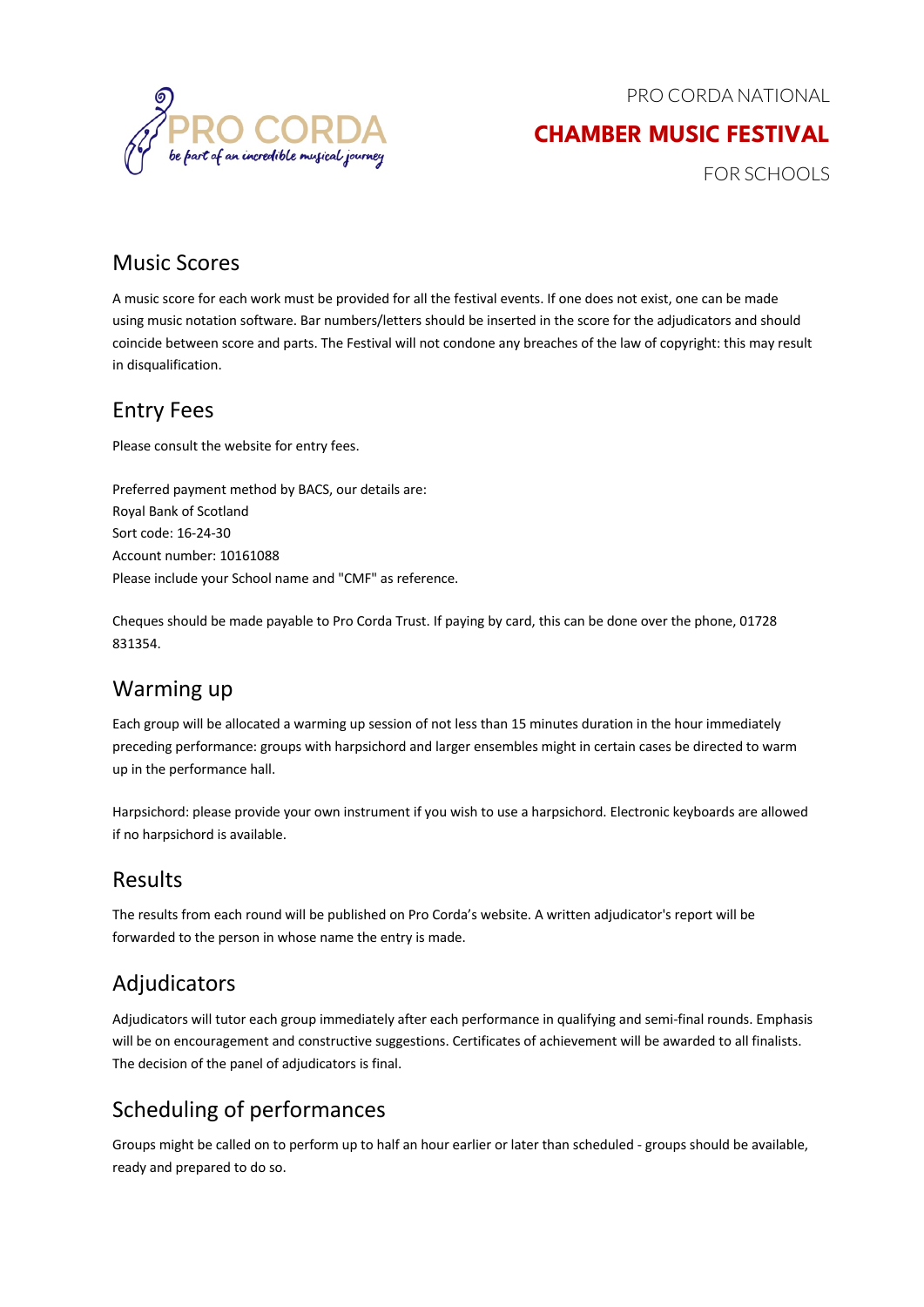## Music Scores

A music score for each work must be provided for all the festival events. If one does not exist, one can be made using music notation software. Bar numbers/letters should be inserted in the score for the adjudicators and should coincide between score and parts. The Festival will not condone any breaches of the law of copyright: this may result in disqualification.

## Entry Fees

Please consult the website for entry fees.

Preferred payment method by BACS, our details are:
Royal Bank of Scotland
Sort code: 16-24-30
Account number: 10161088
Please include your School name and "CMF" as reference.

Cheques should be made payable to Pro Corda Trust. If paying by card, this can be done over the phone, 01728 831354.

## Warming up

Each group will be allocated a warming up session of not less than 15 minutes duration in the hour immediately preceding performance: groups with harpsichord and larger ensembles might in certain cases be directed to warm up in the performance hall.

Harpsichord: please provide your own instrument if you wish to use a harpsichord. Electronic keyboards are allowed if no harpsichord is available.

## Results

The results from each round will be published on Pro Corda's website. A written adjudicator's report will be forwarded to the person in whose name the entry is made.

## Adjudicators

Adjudicators will tutor each group immediately after each performance in qualifying and semi-final rounds. Emphasis will be on encouragement and constructive suggestions. Certificates of achievement will be awarded to all finalists. The decision of the panel of adjudicators is final.

## Scheduling of performances

Groups might be called on to perform up to half an hour earlier or later than scheduled - groups should be available, ready and prepared to do so.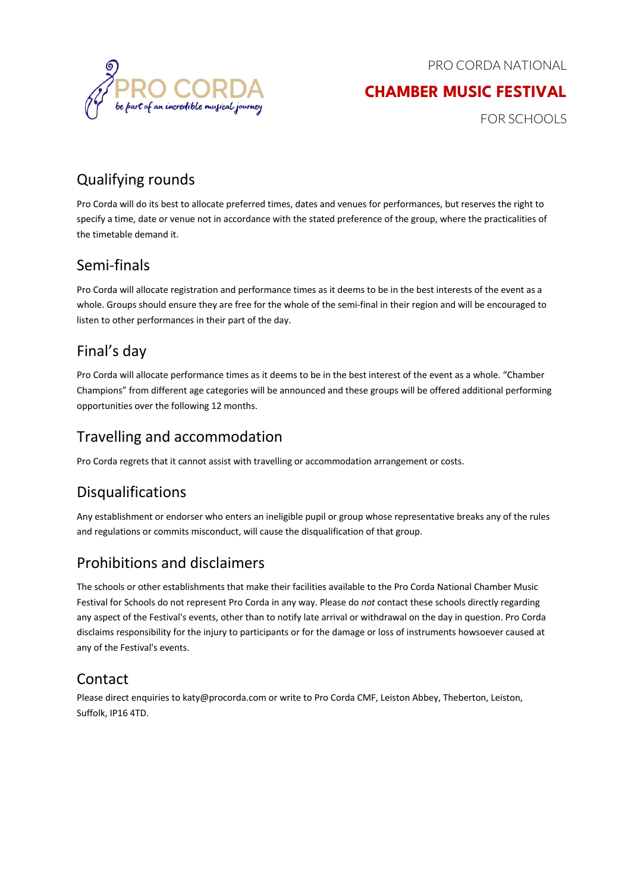## Qualifying rounds

Pro Corda will do its best to allocate preferred times, dates and venues for performances, but reserves the right to specify a time, date or venue not in accordance with the stated preference of the group, where the practicalities of the timetable demand it.

## Semi-finals

Pro Corda will allocate registration and performance times as it deems to be in the best interests of the event as a whole. Groups should ensure they are free for the whole of the semi-final in their region and will be encouraged to listen to other performances in their part of the day.

## Final's day

Pro Corda will allocate performance times as it deems to be in the best interest of the event as a whole. "Chamber Champions" from different age categories will be announced and these groups will be offered additional performing opportunities over the following 12 months.

## Travelling and accommodation

Pro Corda regrets that it cannot assist with travelling or accommodation arrangement or costs.

## Disqualifications

Any establishment or endorser who enters an ineligible pupil or group whose representative breaks any of the rules and regulations or commits misconduct, will cause the disqualification of that group.

## Prohibitions and disclaimers

The schools or other establishments that make their facilities available to the Pro Corda National Chamber Music Festival for Schools do not represent Pro Corda in any way. Please do *not* contact these schools directly regarding any aspect of the Festival's events, other than to notify late arrival or withdrawal on the day in question. Pro Corda disclaims responsibility for the injury to participants or for the damage or loss of instruments howsoever caused at any of the Festival's events.

## Contact

Please direct enquiries to katy@procorda.com or write to Pro Corda CMF, Leiston Abbey, Theberton, Leiston, Suffolk, IP16 4TD.